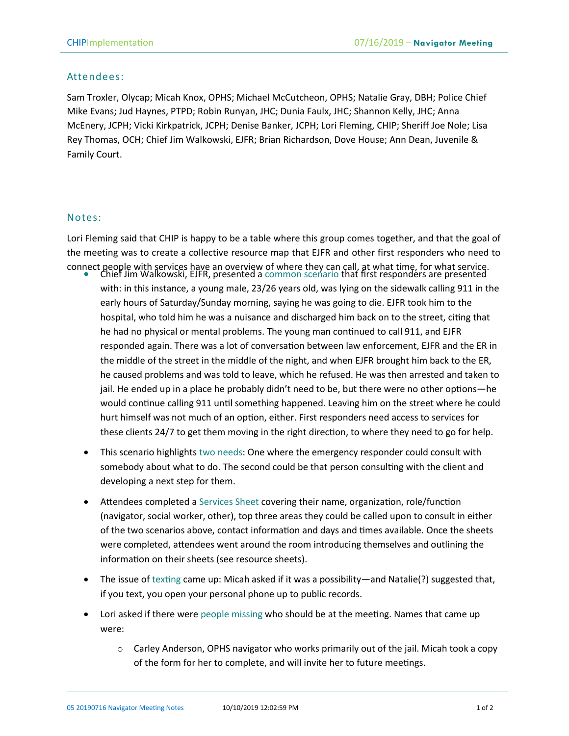## Attendees:

Sam Troxler, Olycap; Micah Knox, OPHS; Michael McCutcheon, OPHS; Natalie Gray, DBH; Police Chief Mike Evans; Jud Haynes, PTPD; Robin Runyan, JHC; Dunia Faulx, JHC; Shannon Kelly, JHC; Anna McEnery, JCPH; Vicki Kirkpatrick, JCPH; Denise Banker, JCPH; Lori Fleming, CHIP; Sheriff Joe Nole; Lisa Rey Thomas, OCH; Chief Jim Walkowski, EJFR; Brian Richardson, Dove House; Ann Dean, Juvenile & Family Court.

## Notes:

Lori Fleming said that CHIP is happy to be a table where this group comes together, and that the goal of the meeting was to create a collective resource map that EJFR and other first responders who need to connect people with services have an overview of where they can call, at what time, for what service.

- Chief Jim Walkowski, EJFR, presented a common scenario that first responders are presented with: in this instance, a young male, 23/26 years old, was lying on the sidewalk calling 911 in the early hours of Saturday/Sunday morning, saying he was going to die. EJFR took him to the hospital, who told him he was a nuisance and discharged him back on to the street, citing that he had no physical or mental problems. The young man continued to call 911, and EJFR responded again. There was a lot of conversation between law enforcement, EJFR and the ER in the middle of the street in the middle of the night, and when EJFR brought him back to the ER, he caused problems and was told to leave, which he refused. He was then arrested and taken to jail. He ended up in a place he probably didn't need to be, but there were no other options—he would continue calling 911 until something happened. Leaving him on the street where he could hurt himself was not much of an option, either. First responders need access to services for these clients 24/7 to get them moving in the right direction, to where they need to go for help.
- This scenario highlights two needs: One where the emergency responder could consult with somebody about what to do. The second could be that person consulting with the client and developing a next step for them.
- Attendees completed a Services Sheet covering their name, organization, role/function (navigator, social worker, other), top three areas they could be called upon to consult in either of the two scenarios above, contact information and days and times available. Once the sheets were completed, attendees went around the room introducing themselves and outlining the information on their sheets (see resource sheets).
- The issue of texting came up: Micah asked if it was a possibility—and Natalie(?) suggested that, if you text, you open your personal phone up to public records.
- Lori asked if there were people missing who should be at the meeting. Names that came up were:
  - Carley Anderson, OPHS navigator who works primarily out of the jail. Micah took a copy of the form for her to complete, and will invite her to future meetings.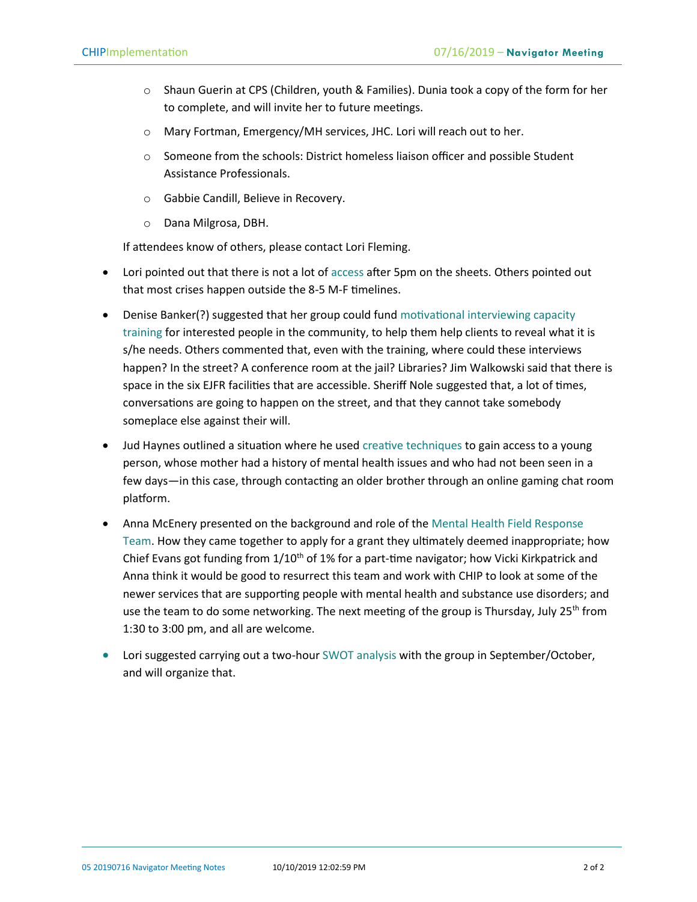- Shaun Guerin at CPS (Children, youth & Families). Dunia took a copy of the form for her to complete, and will invite her to future meetings.
    - Mary Fortman, Emergency/MH services, JHC. Lori will reach out to her.
    - Someone from the schools: District homeless liaison officer and possible Student Assistance Professionals.
    - Gabbie Candill, Believe in Recovery.
    - Dana Milgrosa, DBH.

  If attendees know of others, please contact Lori Fleming.

- Lori pointed out that there is not a lot of access after 5pm on the sheets. Others pointed out that most crises happen outside the 8-5 M-F timelines.
- Denise Banker(?) suggested that her group could fund motivational interviewing capacity training for interested people in the community, to help them help clients to reveal what it is s/he needs. Others commented that, even with the training, where could these interviews happen? In the street? A conference room at the jail? Libraries? Jim Walkowski said that there is space in the six EJFR facilities that are accessible. Sheriff Nole suggested that, a lot of times, conversations are going to happen on the street, and that they cannot take somebody someplace else against their will.
- Jud Haynes outlined a situation where he used creative techniques to gain access to a young person, whose mother had a history of mental health issues and who had not been seen in a few days—in this case, through contacting an older brother through an online gaming chat room platform.
- Anna McEnery presented on the background and role of the Mental Health Field Response Team. How they came together to apply for a grant they ultimately deemed inappropriate; how Chief Evans got funding from 1/10th of 1% for a part-time navigator; how Vicki Kirkpatrick and Anna think it would be good to resurrect this team and work with CHIP to look at some of the newer services that are supporting people with mental health and substance use disorders; and use the team to do some networking. The next meeting of the group is Thursday, July 25th from 1:30 to 3:00 pm, and all are welcome.
- Lori suggested carrying out a two-hour SWOT analysis with the group in September/October, and will organize that.